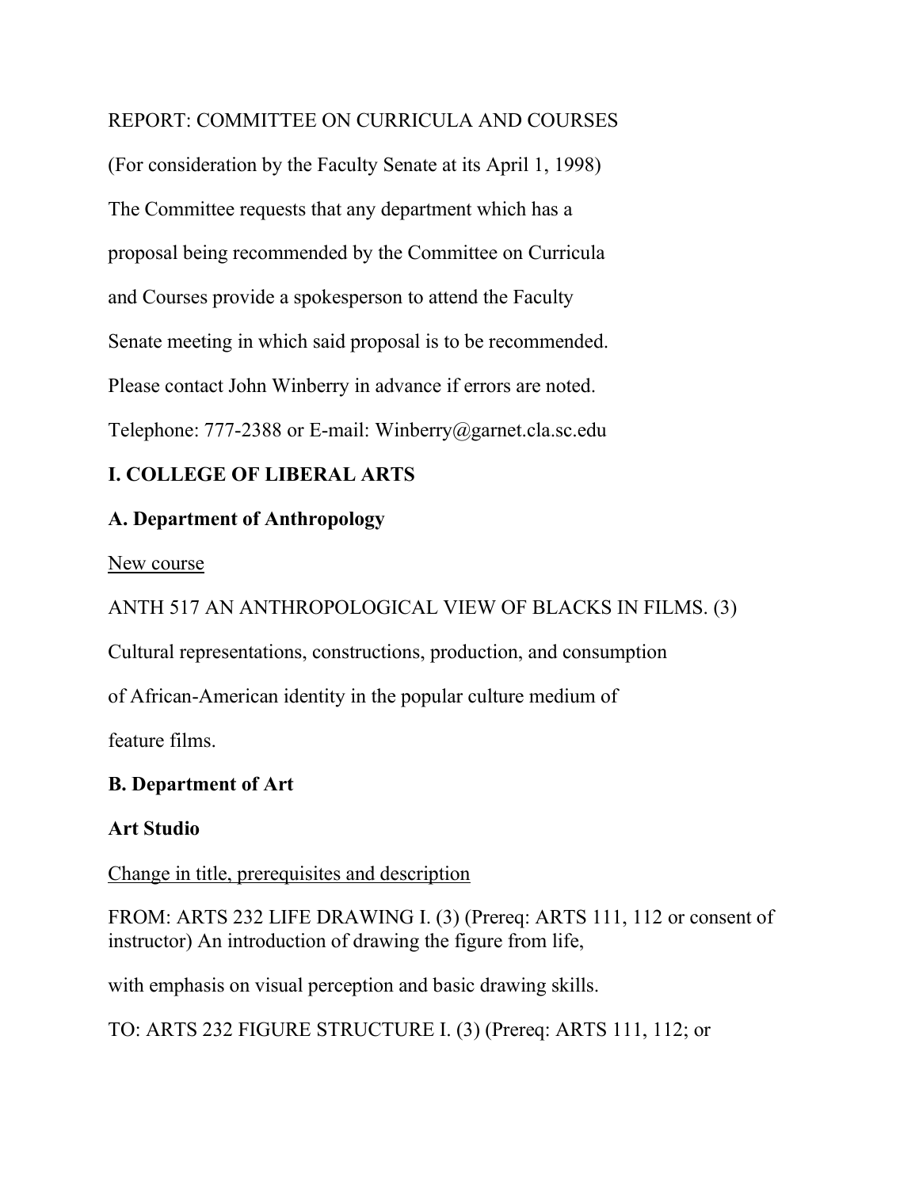REPORT: COMMITTEE ON CURRICULA AND COURSES

(For consideration by the Faculty Senate at its April 1, 1998)

The Committee requests that any department which has a proposal being recommended by the Committee on Curricula and Courses provide a spokesperson to attend the Faculty Senate meeting in which said proposal is to be recommended.

Please contact John Winberry in advance if errors are noted.

Telephone: 777-2388 or E-mail: Winberry@garnet.cla.sc.edu

## I. COLLEGE OF LIBERAL ARTS

### A. Department of Anthropology

New course

ANTH 517 AN ANTHROPOLOGICAL VIEW OF BLACKS IN FILMS. (3) Cultural representations, constructions, production, and consumption of African-American identity in the popular culture medium of feature films.

### B. Department of Art

**Art Studio**

Change in title, prerequisites and description

FROM: ARTS 232 LIFE DRAWING I. (3) (Prereq: ARTS 111, 112 or consent of instructor) An introduction of drawing the figure from life, with emphasis on visual perception and basic drawing skills.

TO: ARTS 232 FIGURE STRUCTURE I. (3) (Prereq: ARTS 111, 112; or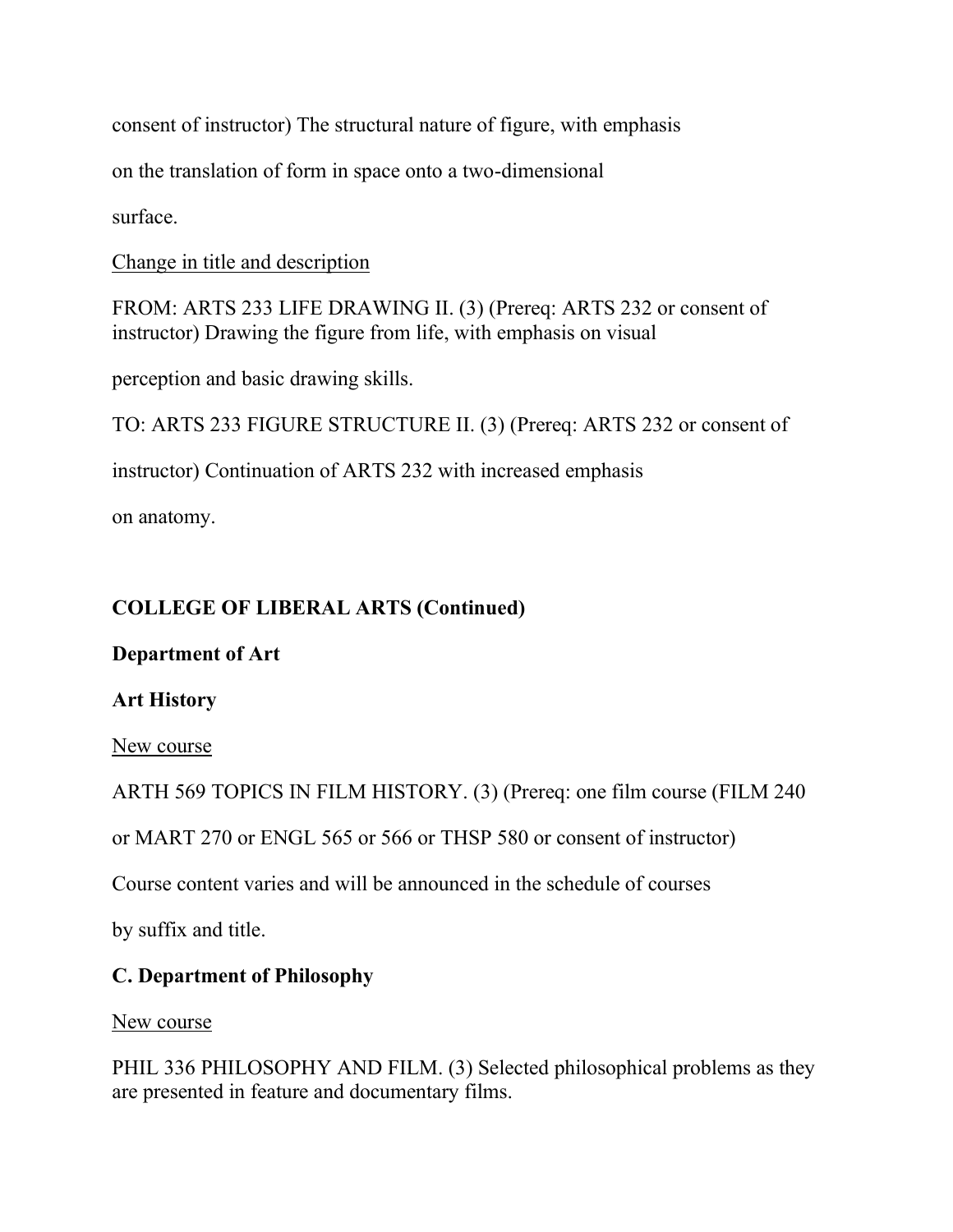consent of instructor) The structural nature of figure, with emphasis on the translation of form in space onto a two-dimensional surface.

<u>Change in title and description</u>

FROM: ARTS 233 LIFE DRAWING II. (3) (Prereq: ARTS 232 or consent of instructor) Drawing the figure from life, with emphasis on visual perception and basic drawing skills.

TO: ARTS 233 FIGURE STRUCTURE II. (3) (Prereq: ARTS 232 or consent of instructor) Continuation of ARTS 232 with increased emphasis on anatomy.

**COLLEGE OF LIBERAL ARTS (Continued)**

**Department of Art**

**Art History**

<u>New course</u>

ARTH 569 TOPICS IN FILM HISTORY. (3) (Prereq: one film course (FILM 240 or MART 270 or ENGL 565 or 566 or THSP 580 or consent of instructor) Course content varies and will be announced in the schedule of courses by suffix and title.

**C. Department of Philosophy**

<u>New course</u>

PHIL 336 PHILOSOPHY AND FILM. (3) Selected philosophical problems as they are presented in feature and documentary films.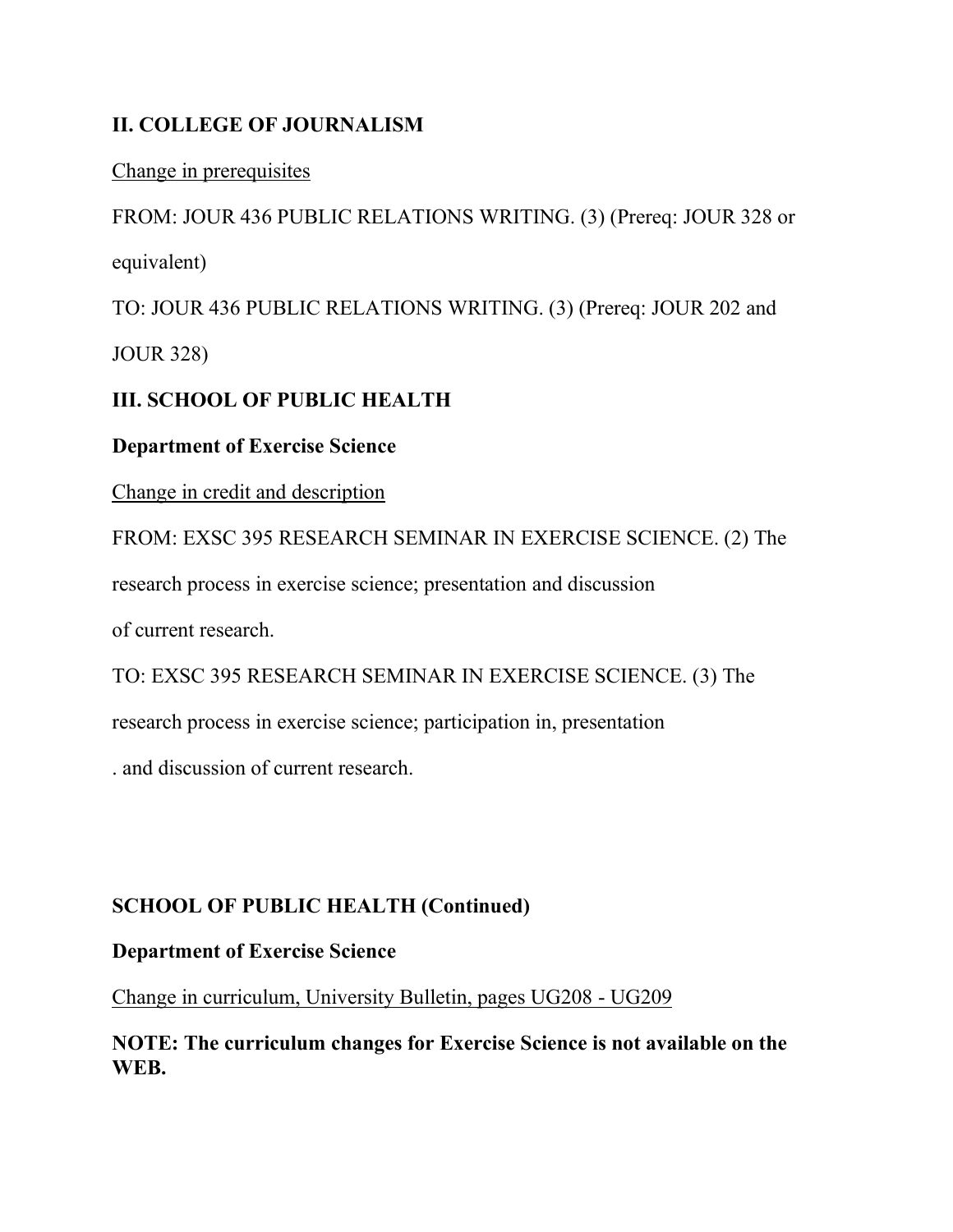## II. COLLEGE OF JOURNALISM

Change in prerequisites

FROM: JOUR 436 PUBLIC RELATIONS WRITING. (3) (Prereq: JOUR 328 or equivalent)

TO: JOUR 436 PUBLIC RELATIONS WRITING. (3) (Prereq: JOUR 202 and JOUR 328)

## III. SCHOOL OF PUBLIC HEALTH

### Department of Exercise Science

Change in credit and description

FROM: EXSC 395 RESEARCH SEMINAR IN EXERCISE SCIENCE. (2) The research process in exercise science; presentation and discussion of current research.

TO: EXSC 395 RESEARCH SEMINAR IN EXERCISE SCIENCE. (3) The research process in exercise science; participation in, presentation . and discussion of current research.

## SCHOOL OF PUBLIC HEALTH (Continued)

### Department of Exercise Science

Change in curriculum, University Bulletin, pages UG208 - UG209

**NOTE: The curriculum changes for Exercise Science is not available on the WEB.**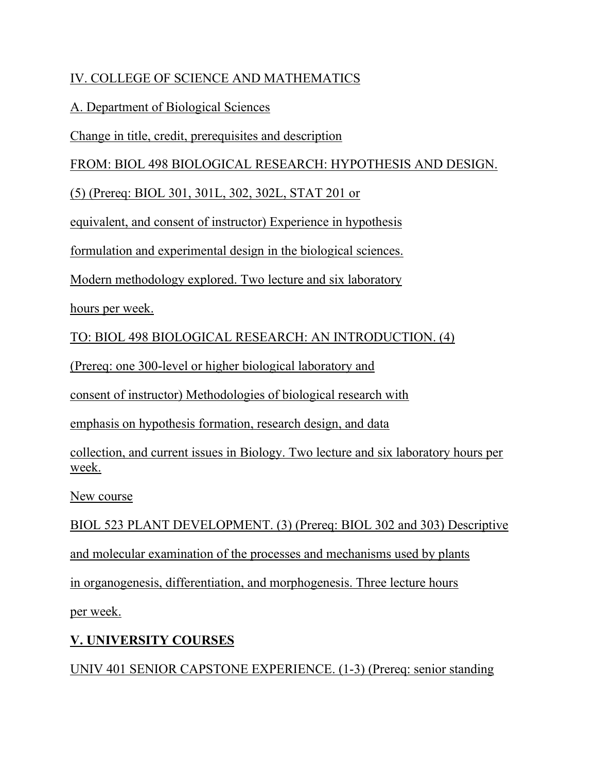IV. COLLEGE OF SCIENCE AND MATHEMATICS

A. Department of Biological Sciences

Change in title, credit, prerequisites and description

FROM: BIOL 498 BIOLOGICAL RESEARCH: HYPOTHESIS AND DESIGN. (5) (Prereq: BIOL 301, 301L, 302, 302L, STAT 201 or equivalent, and consent of instructor) Experience in hypothesis formulation and experimental design in the biological sciences. Modern methodology explored. Two lecture and six laboratory hours per week.

TO: BIOL 498 BIOLOGICAL RESEARCH: AN INTRODUCTION. (4) (Prereq: one 300-level or higher biological laboratory and consent of instructor) Methodologies of biological research with emphasis on hypothesis formation, research design, and data collection, and current issues in Biology. Two lecture and six laboratory hours per week.

New course

BIOL 523 PLANT DEVELOPMENT. (3) (Prereq: BIOL 302 and 303) Descriptive and molecular examination of the processes and mechanisms used by plants in organogenesis, differentiation, and morphogenesis. Three lecture hours per week.

**V. UNIVERSITY COURSES**

UNIV 401 SENIOR CAPSTONE EXPERIENCE. (1-3) (Prereq: senior standing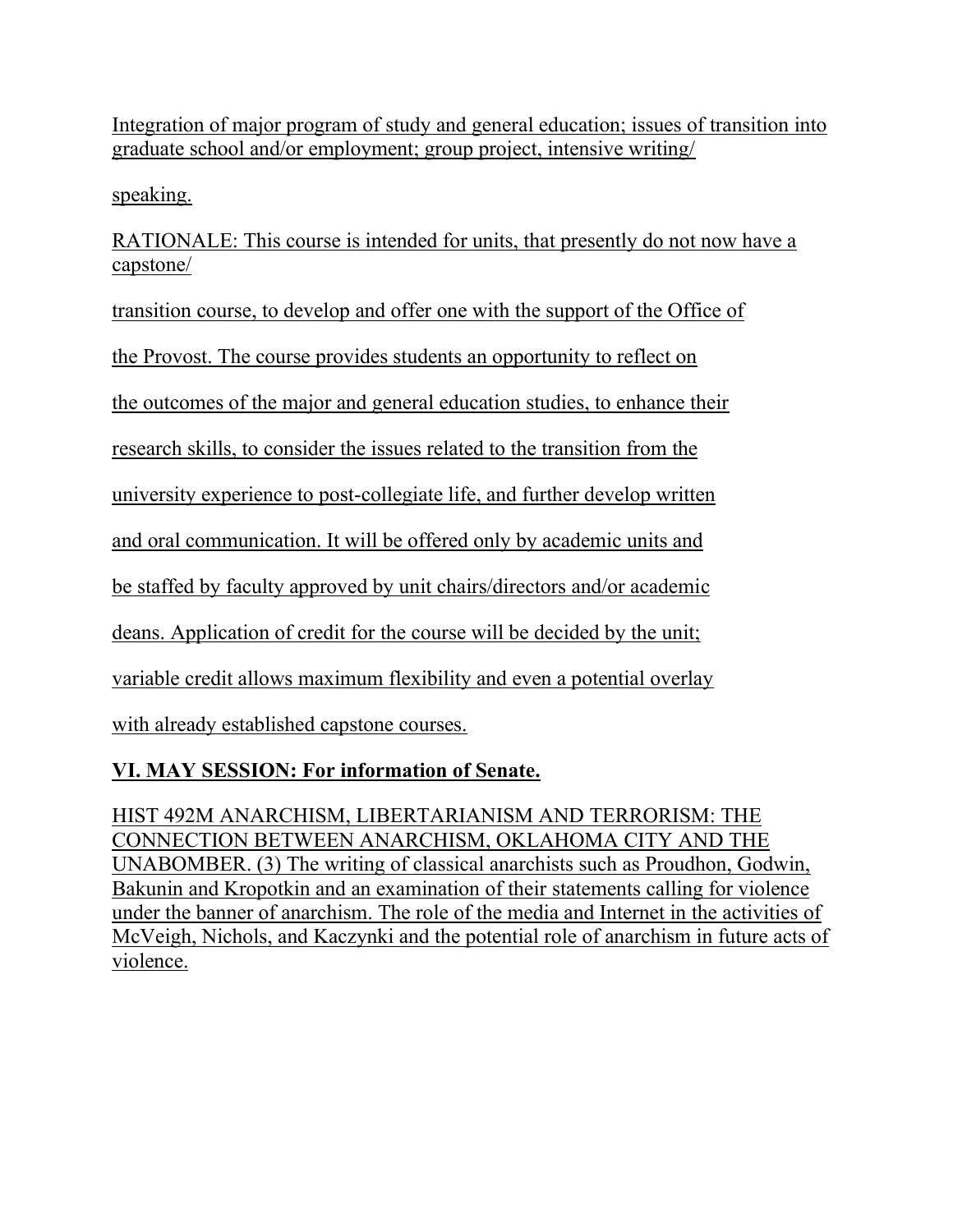Integration of major program of study and general education; issues of transition into graduate school and/or employment; group project, intensive writing/

speaking.

RATIONALE: This course is intended for units, that presently do not now have a capstone/

transition course, to develop and offer one with the support of the Office of

the Provost. The course provides students an opportunity to reflect on

the outcomes of the major and general education studies, to enhance their

research skills, to consider the issues related to the transition from the

university experience to post-collegiate life, and further develop written

and oral communication. It will be offered only by academic units and

be staffed by faculty approved by unit chairs/directors and/or academic

deans. Application of credit for the course will be decided by the unit;

variable credit allows maximum flexibility and even a potential overlay

with already established capstone courses.

**VI. MAY SESSION: For information of Senate.**

HIST 492M ANARCHISM, LIBERTARIANISM AND TERRORISM: THE CONNECTION BETWEEN ANARCHISM, OKLAHOMA CITY AND THE UNABOMBER. (3) The writing of classical anarchists such as Proudhon, Godwin, Bakunin and Kropotkin and an examination of their statements calling for violence under the banner of anarchism. The role of the media and Internet in the activities of McVeigh, Nichols, and Kaczynki and the potential role of anarchism in future acts of violence.